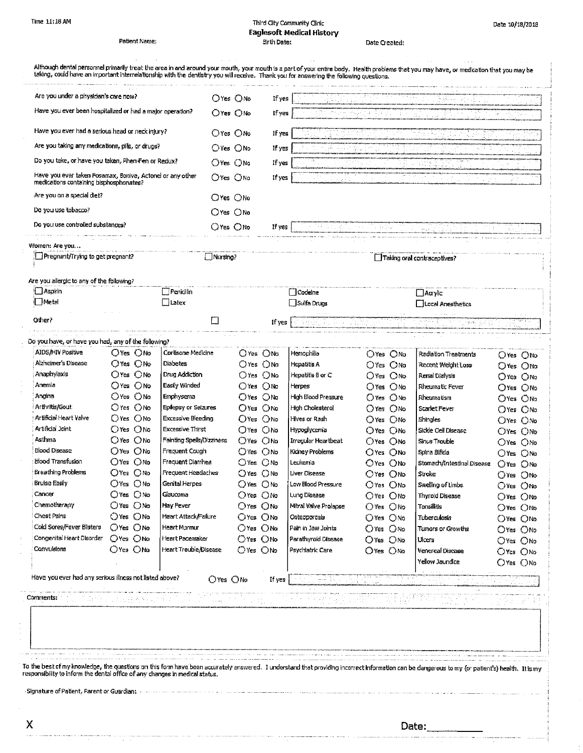Time 11:18 AM

**Third City Community Clinic**

# Eaglesoft Medical History

Date 10/18/2018

Patient Name: Birth Date: Date Created:

Although dental personnel primarily treat the area in and around your mouth, your mouth is a part of your entire body. Health problems that you may have, or medication that you may be taking, could have an important interrelationship with the dentistry you will receive. Thank you for answering the following questions.

| Question | Answer | |
|---|---|---|
| Are you under a physician's care now? | ○ Yes ○ No | If yes |
| Have you ever been hospitalized or had a major operation? | ○ Yes ○ No | If yes |
| Have you ever had a serious head or neck injury? | ○ Yes ○ No | If yes |
| Are you taking any medications, pills, or drugs? | ○ Yes ○ No | If yes |
| Do you take, or have you taken, Phen-Fen or Redux? | ○ Yes ○ No | If yes |
| Have you ever taken Fosamax, Boniva, Actonel or any other medications containing bisphosphonates? | ○ Yes ○ No | If yes |
| Are you on a special diet? | ○ Yes ○ No | |
| Do you use tobacco? | ○ Yes ○ No | |
| Do you use controlled substances? | ○ Yes ○ No | If yes |

Women: Are you...

- ☐ Pregnant/Trying to get pregnant?
- ☐ Nursing?
- ☐ Taking oral contraceptives?

Are you allergic to any of the following?

| | | | |
|---|---|---|---|
| ☐ Aspirin | ☐ Penicillin | ☐ Codeine | ☐ Acrylic |
| ☐ Metal | ☐ Latex | ☐ Sulfa Drugs | ☐ Local Anesthetics |

Other? ☐ If yes

Do you have, or have you had, any of the following?

| Condition | | Condition | | Condition | | Condition | |
|---|---|---|---|---|---|---|---|
| AIDS/HIV Positive | ○ Yes ○ No | Cortisone Medicine | ○ Yes ○ No | Hemophilia | ○ Yes ○ No | Radiation Treatments | ○ Yes ○ No |
| Alzheimer's Disease | ○ Yes ○ No | Diabetes | ○ Yes ○ No | Hepatitis A | ○ Yes ○ No | Recent Weight Loss | ○ Yes ○ No |
| Anaphylaxis | ○ Yes ○ No | Drug Addiction | ○ Yes ○ No | Hepatitis B or C | ○ Yes ○ No | Renal Dialysis | ○ Yes ○ No |
| Anemia | ○ Yes ○ No | Easily Winded | ○ Yes ○ No | Herpes | ○ Yes ○ No | Rheumatic Fever | ○ Yes ○ No |
| Angina | ○ Yes ○ No | Emphysema | ○ Yes ○ No | High Blood Pressure | ○ Yes ○ No | Rheumatism | ○ Yes ○ No |
| Arthritis/Gout | ○ Yes ○ No | Epilepsy or Seizures | ○ Yes ○ No | High Cholesterol | ○ Yes ○ No | Scarlet Fever | ○ Yes ○ No |
| Artificial Heart Valve | ○ Yes ○ No | Excessive Bleeding | ○ Yes ○ No | Hives or Rash | ○ Yes ○ No | Shingles | ○ Yes ○ No |
| Artificial Joint | ○ Yes ○ No | Excessive Thirst | ○ Yes ○ No | Hypoglycemia | ○ Yes ○ No | Sickle Cell Disease | ○ Yes ○ No |
| Asthma | ○ Yes ○ No | Fainting Spells/Dizziness | ○ Yes ○ No | Irregular Heartbeat | ○ Yes ○ No | Sinus Trouble | ○ Yes ○ No |
| Blood Disease | ○ Yes ○ No | Frequent Cough | ○ Yes ○ No | Kidney Problems | ○ Yes ○ No | Spina Bifida | ○ Yes ○ No |
| Blood Transfusion | ○ Yes ○ No | Frequent Diarrhea | ○ Yes ○ No | Leukemia | ○ Yes ○ No | Stomach/Intestinal Disease | ○ Yes ○ No |
| Breathing Problems | ○ Yes ○ No | Frequent Headaches | ○ Yes ○ No | Liver Disease | ○ Yes ○ No | Stroke | ○ Yes ○ No |
| Bruise Easily | ○ Yes ○ No | Genital Herpes | ○ Yes ○ No | Low Blood Pressure | ○ Yes ○ No | Swelling of Limbs | ○ Yes ○ No |
| Cancer | ○ Yes ○ No | Glaucoma | ○ Yes ○ No | Lung Disease | ○ Yes ○ No | Thyroid Disease | ○ Yes ○ No |
| Chemotherapy | ○ Yes ○ No | Hay Fever | ○ Yes ○ No | Mitral Valve Prolapse | ○ Yes ○ No | Tonsillitis | ○ Yes ○ No |
| Chest Pains | ○ Yes ○ No | Heart Attack/Failure | ○ Yes ○ No | Osteoporosis | ○ Yes ○ No | Tuberculosis | ○ Yes ○ No |
| Cold Sores/Fever Blisters | ○ Yes ○ No | Heart Murmur | ○ Yes ○ No | Pain in Jaw Joints | ○ Yes ○ No | Tumors or Growths | ○ Yes ○ No |
| Congenital Heart Disorder | ○ Yes ○ No | Heart Pacemaker | ○ Yes ○ No | Parathyroid Disease | ○ Yes ○ No | Ulcers | ○ Yes ○ No |
| Convulsions | ○ Yes ○ No | Heart Trouble/Disease | ○ Yes ○ No | Psychiatric Care | ○ Yes ○ No | Venereal Disease | ○ Yes ○ No |
| | | | | | | Yellow Jaundice | ○ Yes ○ No |

Have you ever had any serious illness not listed above? ○ Yes ○ No If yes

Comments:

To the best of my knowledge, the questions on this form have been accurately answered. I understand that providing incorrect information can be dangerous to my (or patient's) health. It is my responsibility to inform the dental office of any changes in medical status.

Signature of Patient, Parent or Guardian:

X Date:_________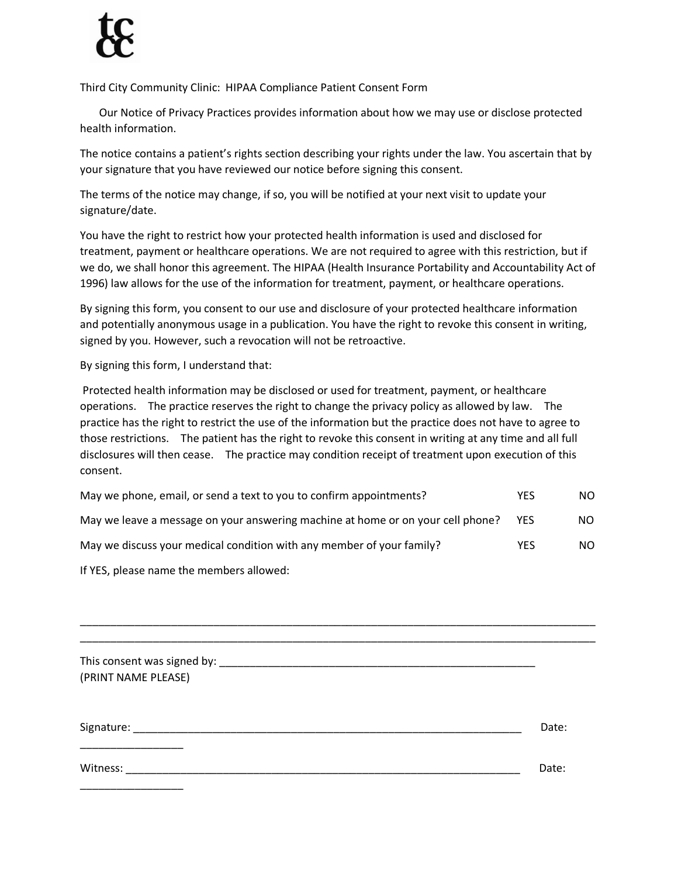tc
cc

Third City Community Clinic: HIPAA Compliance Patient Consent Form

Our Notice of Privacy Practices provides information about how we may use or disclose protected health information.

The notice contains a patient's rights section describing your rights under the law. You ascertain that by your signature that you have reviewed our notice before signing this consent.

The terms of the notice may change, if so, you will be notified at your next visit to update your signature/date.

You have the right to restrict how your protected health information is used and disclosed for treatment, payment or healthcare operations. We are not required to agree with this restriction, but if we do, we shall honor this agreement. The HIPAA (Health Insurance Portability and Accountability Act of 1996) law allows for the use of the information for treatment, payment, or healthcare operations.

By signing this form, you consent to our use and disclosure of your protected healthcare information and potentially anonymous usage in a publication. You have the right to revoke this consent in writing, signed by you. However, such a revocation will not be retroactive.

By signing this form, I understand that:

Protected health information may be disclosed or used for treatment, payment, or healthcare operations. The practice reserves the right to change the privacy policy as allowed by law. The practice has the right to restrict the use of the information but the practice does not have to agree to those restrictions. The patient has the right to revoke this consent in writing at any time and all full disclosures will then cease. The practice may condition receipt of treatment upon execution of this consent.

| | | |
|---|---|---|
| May we phone, email, or send a text to you to confirm appointments? | YES | NO |
| May we leave a message on your answering machine at home or on your cell phone? | YES | NO |
| May we discuss your medical condition with any member of your family? | YES | NO |

If YES, please name the members allowed:

______________________________________________________________________________________

______________________________________________________________________________________

This consent was signed by: ______________________________________________________

(PRINT NAME PLEASE)

Signature: ______________________________________________________________ Date: _________________

Witness: _______________________________________________________________ Date: _________________